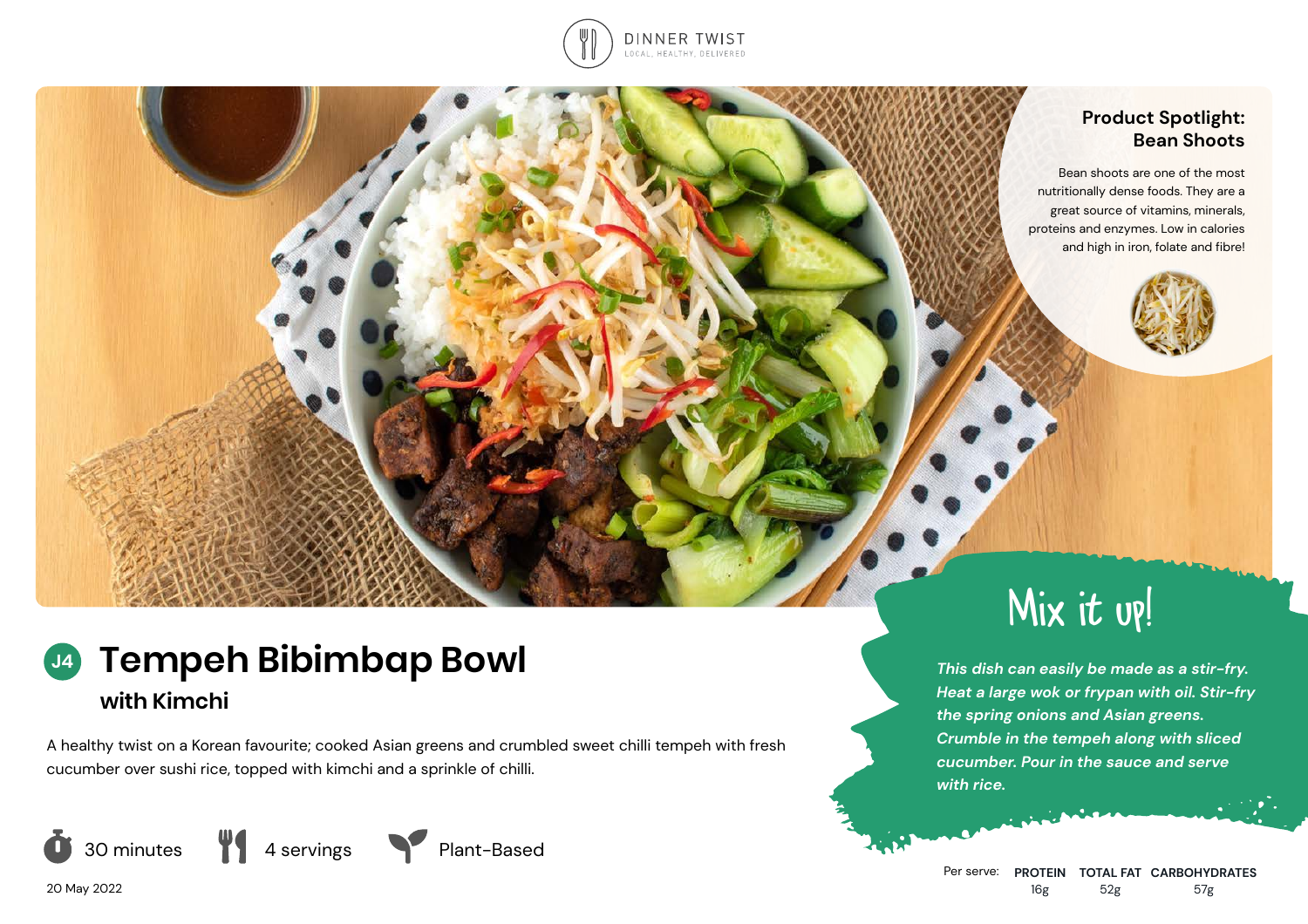DINNER TWIST
LOCAL, HEALTHY, DELIVERED

### Product Spotlight: Bean Shoots

Bean shoots are one of the most nutritionally dense foods. They are a great source of vitamins, minerals, proteins and enzymes. Low in calories and high in iron, folate and fibre!

# J4 Tempeh Bibimbap Bowl

## with Kimchi

A healthy twist on a Korean favourite; cooked Asian greens and crumbled sweet chilli tempeh with fresh cucumber over sushi rice, topped with kimchi and a sprinkle of chilli.

30 minutes | 4 servings | Plant-Based

20 May 2022

## Mix it up!

*This dish can easily be made as a stir-fry. Heat a large wok or frypan with oil. Stir-fry the spring onions and Asian greens. Crumble in the tempeh along with sliced cucumber. Pour in the sauce and serve with rice.*

| Per serve: | PROTEIN | TOTAL FAT | CARBOHYDRATES |
|---|---|---|---|
| | 16g | 52g | 57g |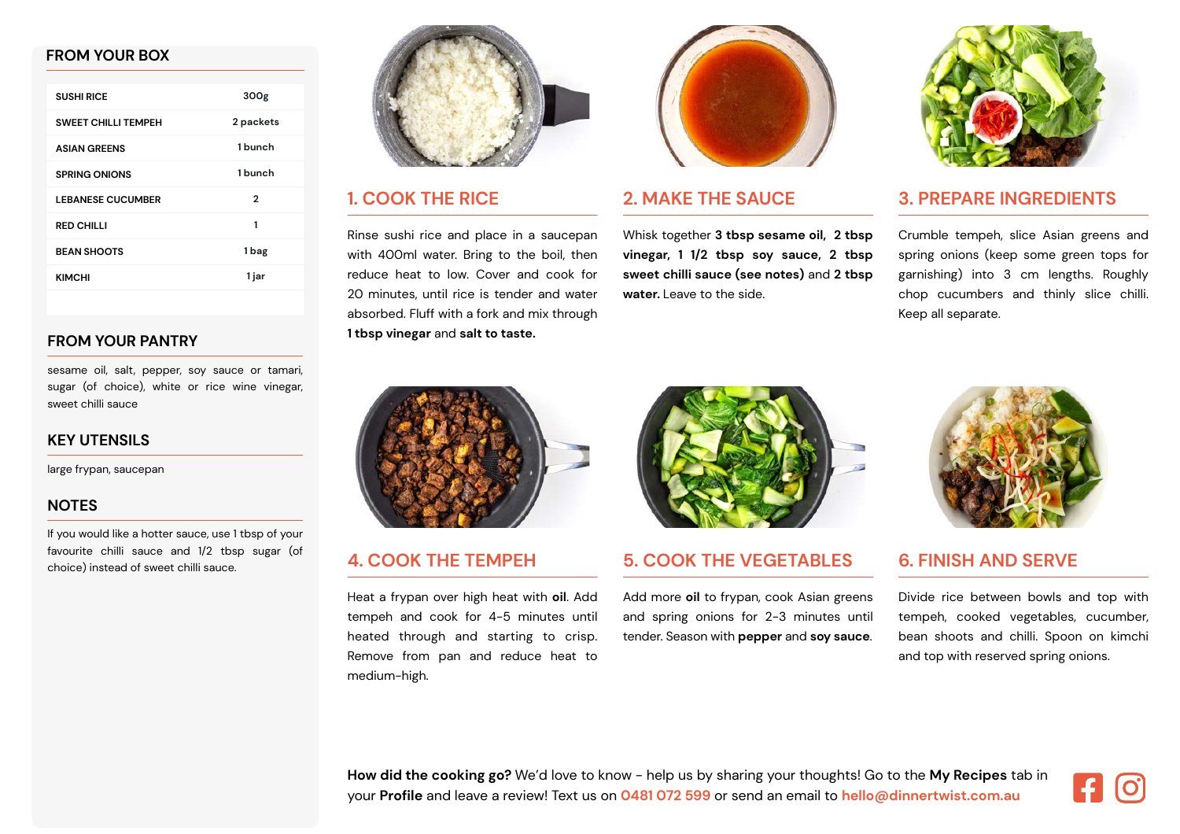## FROM YOUR BOX

| | |
|---|---|
| SUSHI RICE | 300g |
| SWEET CHILLI TEMPEH | 2 packets |
| ASIAN GREENS | 1 bunch |
| SPRING ONIONS | 1 bunch |
| LEBANESE CUCUMBER | 2 |
| RED CHILLI | 1 |
| BEAN SHOOTS | 1 bag |
| KIMCHI | 1 jar |

## FROM YOUR PANTRY

sesame oil, salt, pepper, soy sauce or tamari, sugar (of choice), white or rice wine vinegar, sweet chilli sauce

## KEY UTENSILS

large frypan, saucepan

## NOTES

If you would like a hotter sauce, use 1 tbsp of your favourite chilli sauce and 1/2 tbsp sugar (of choice) instead of sweet chilli sauce.

## 1. COOK THE RICE

Rinse sushi rice and place in a saucepan with 400ml water. Bring to the boil, then reduce heat to low. Cover and cook for 20 minutes, until rice is tender and water absorbed. Fluff with a fork and mix through **1 tbsp vinegar** and **salt to taste.**

## 2. MAKE THE SAUCE

Whisk together **3 tbsp sesame oil, 2 tbsp vinegar, 1 1/2 tbsp soy sauce, 2 tbsp sweet chilli sauce (see notes)** and **2 tbsp water.** Leave to the side.

## 3. PREPARE INGREDIENTS

Crumble tempeh, slice Asian greens and spring onions (keep some green tops for garnishing) into 3 cm lengths. Roughly chop cucumbers and thinly slice chilli. Keep all separate.

## 4. COOK THE TEMPEH

Heat a frypan over high heat with **oil**. Add tempeh and cook for 4-5 minutes until heated through and starting to crisp. Remove from pan and reduce heat to medium-high.

## 5. COOK THE VEGETABLES

Add more **oil** to frypan, cook Asian greens and spring onions for 2-3 minutes until tender. Season with **pepper** and **soy sauce**.

## 6. FINISH AND SERVE

Divide rice between bowls and top with tempeh, cooked vegetables, cucumber, bean shoots and chilli. Spoon on kimchi and top with reserved spring onions.

**How did the cooking go?** We'd love to know - help us by sharing your thoughts! Go to the **My Recipes** tab in your **Profile** and leave a review! Text us on 0481 072 599 or send an email to hello@dinnertwist.com.au